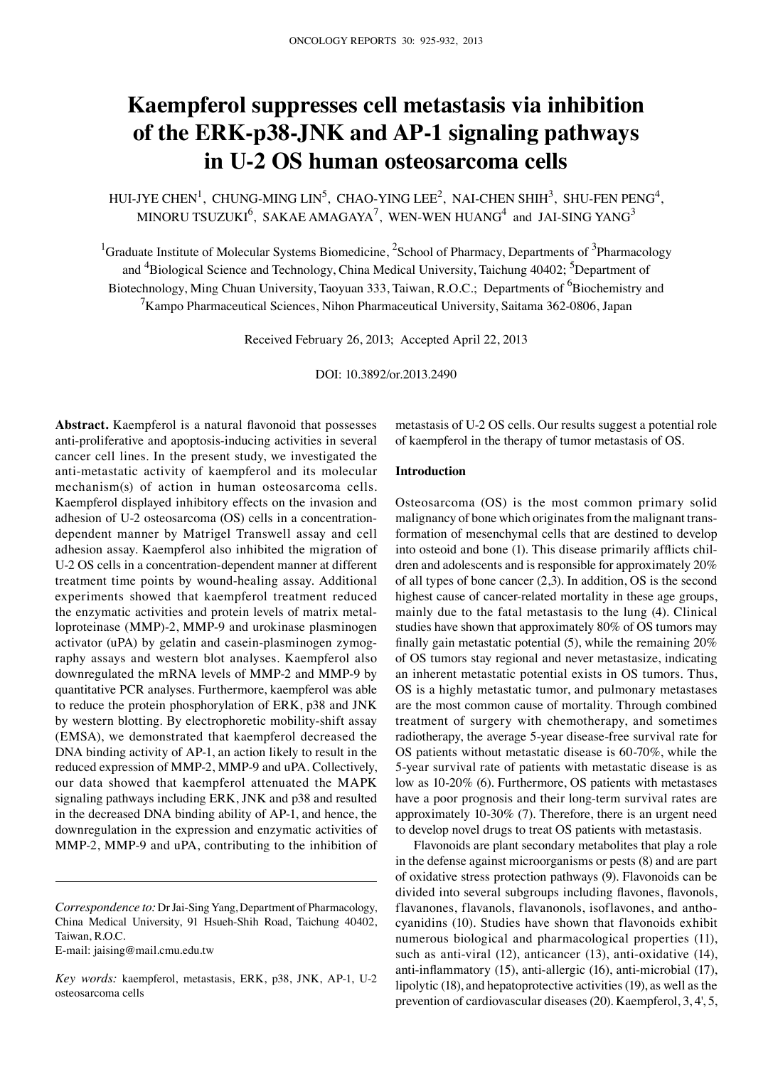# Kaempferol suppresses cell metastasis via inhibition of the ERK-p38-JNK and AP-1 signaling pathways in U-2 OS human osteosarcoma cells

HUI-JYE CHEN[1], CHUNG-MING LIN[5], CHAO-YING LEE[2], NAI-CHEN SHIH[3], SHU-FEN PENG[4], MINORU TSUZUKI[6], SAKAE AMAGAYA[7], WEN-WEN HUANG[4] and JAI-SING YANG[3]

[1]Graduate Institute of Molecular Systems Biomedicine, [2]School of Pharmacy, Departments of [3]Pharmacology and [4]Biological Science and Technology, China Medical University, Taichung 40402; [5]Department of Biotechnology, Ming Chuan University, Taoyuan 333, Taiwan, R.O.C.; Departments of [6]Biochemistry and [7]Kampo Pharmaceutical Sciences, Nihon Pharmaceutical University, Saitama 362-0806, Japan

Received February 26, 2013; Accepted April 22, 2013

DOI: 10.3892/or.2013.2490

**Abstract.** Kaempferol is a natural flavonoid that possesses anti-proliferative and apoptosis-inducing activities in several cancer cell lines. In the present study, we investigated the anti-metastatic activity of kaempferol and its molecular mechanism(s) of action in human osteosarcoma cells. Kaempferol displayed inhibitory effects on the invasion and adhesion of U-2 osteosarcoma (OS) cells in a concentration-dependent manner by Matrigel Transwell assay and cell adhesion assay. Kaempferol also inhibited the migration of U-2 OS cells in a concentration-dependent manner at different treatment time points by wound-healing assay. Additional experiments showed that kaempferol treatment reduced the enzymatic activities and protein levels of matrix metalloproteinase (MMP)-2, MMP-9 and urokinase plasminogen activator (uPA) by gelatin and casein-plasminogen zymography assays and western blot analyses. Kaempferol also downregulated the mRNA levels of MMP-2 and MMP-9 by quantitative PCR analyses. Furthermore, kaempferol was able to reduce the protein phosphorylation of ERK, p38 and JNK by western blotting. By electrophoretic mobility-shift assay (EMSA), we demonstrated that kaempferol decreased the DNA binding activity of AP-1, an action likely to result in the reduced expression of MMP-2, MMP-9 and uPA. Collectively, our data showed that kaempferol attenuated the MAPK signaling pathways including ERK, JNK and p38 and resulted in the decreased DNA binding ability of AP-1, and hence, the downregulation in the expression and enzymatic activities of MMP-2, MMP-9 and uPA, contributing to the inhibition of metastasis of U-2 OS cells. Our results suggest a potential role of kaempferol in the therapy of tumor metastasis of OS.

*Correspondence to:* Dr Jai-Sing Yang, Department of Pharmacology, China Medical University, 91 Hsueh-Shih Road, Taichung 40402, Taiwan, R.O.C.
E-mail: jaising@mail.cmu.edu.tw

*Key words:* kaempferol, metastasis, ERK, p38, JNK, AP-1, U-2 osteosarcoma cells

## Introduction

Osteosarcoma (OS) is the most common primary solid malignancy of bone which originates from the malignant transformation of mesenchymal cells that are destined to develop into osteoid and bone (1). This disease primarily afflicts children and adolescents and is responsible for approximately 20% of all types of bone cancer (2,3). In addition, OS is the second highest cause of cancer-related mortality in these age groups, mainly due to the fatal metastasis to the lung (4). Clinical studies have shown that approximately 80% of OS tumors may finally gain metastatic potential (5), while the remaining 20% of OS tumors stay regional and never metastasize, indicating an inherent metastatic potential exists in OS tumors. Thus, OS is a highly metastatic tumor, and pulmonary metastases are the most common cause of mortality. Through combined treatment of surgery with chemotherapy, and sometimes radiotherapy, the average 5-year disease-free survival rate for OS patients without metastatic disease is 60-70%, while the 5-year survival rate of patients with metastatic disease is as low as 10-20% (6). Furthermore, OS patients with metastases have a poor prognosis and their long-term survival rates are approximately 10-30% (7). Therefore, there is an urgent need to develop novel drugs to treat OS patients with metastasis.

Flavonoids are plant secondary metabolites that play a role in the defense against microorganisms or pests (8) and are part of oxidative stress protection pathways (9). Flavonoids can be divided into several subgroups including flavones, flavonols, flavanones, flavanols, flavanonols, isoflavones, and anthocyanidins (10). Studies have shown that flavonoids exhibit numerous biological and pharmacological properties (11), such as anti-viral (12), anticancer (13), anti-oxidative (14), anti-inflammatory (15), anti-allergic (16), anti-microbial (17), lipolytic (18), and hepatoprotective activities (19), as well as the prevention of cardiovascular diseases (20). Kaempferol, 3, 4', 5,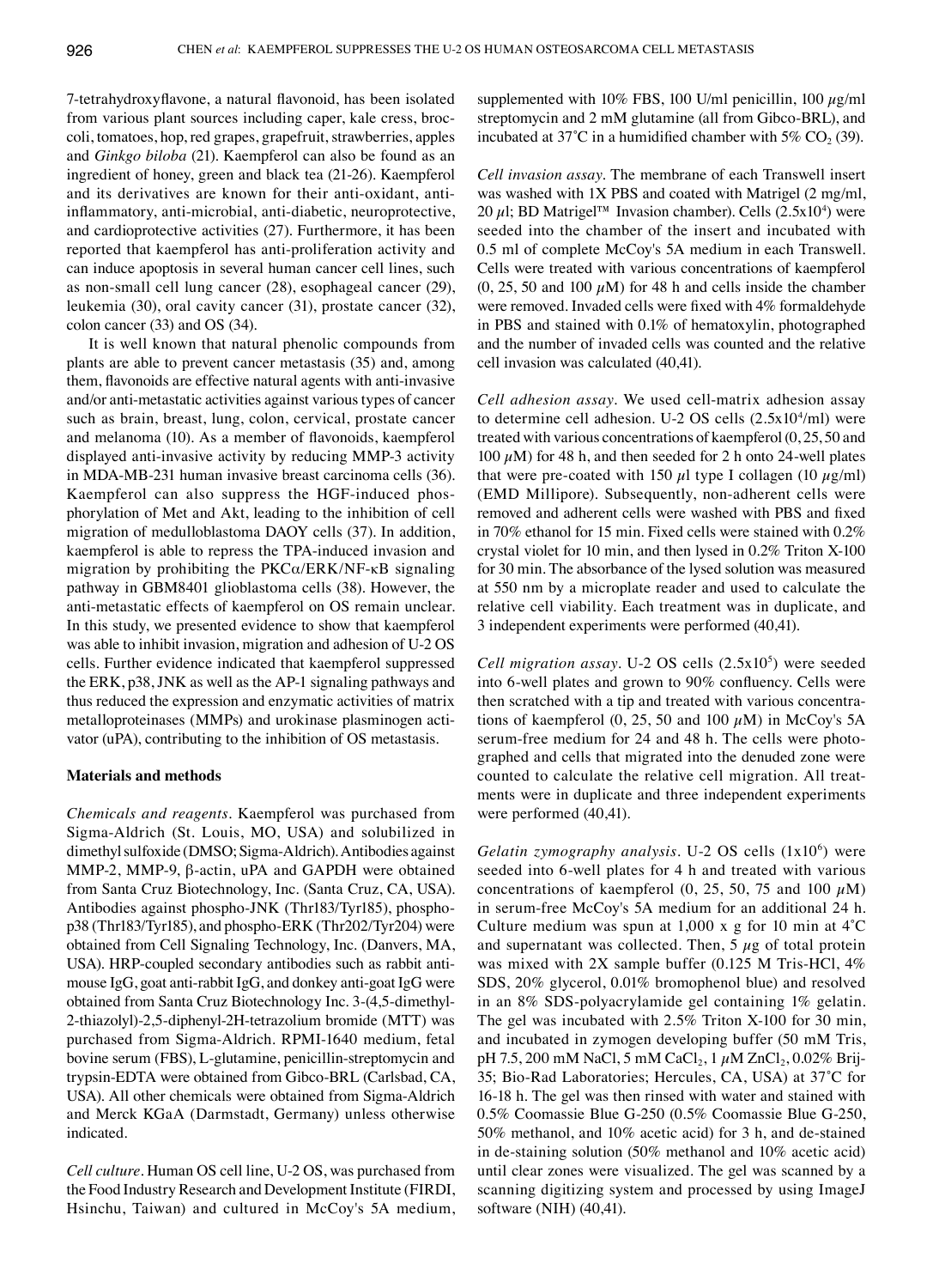7-tetrahydroxyflavone, a natural flavonoid, has been isolated from various plant sources including caper, kale cress, broccoli, tomatoes, hop, red grapes, grapefruit, strawberries, apples and *Ginkgo biloba* (21). Kaempferol can also be found as an ingredient of honey, green and black tea (21-26). Kaempferol and its derivatives are known for their anti-oxidant, anti-inflammatory, anti-microbial, anti-diabetic, neuroprotective, and cardioprotective activities (27). Furthermore, it has been reported that kaempferol has anti-proliferation activity and can induce apoptosis in several human cancer cell lines, such as non-small cell lung cancer (28), esophageal cancer (29), leukemia (30), oral cavity cancer (31), prostate cancer (32), colon cancer (33) and OS (34).

It is well known that natural phenolic compounds from plants are able to prevent cancer metastasis (35) and, among them, flavonoids are effective natural agents with anti-invasive and/or anti-metastatic activities against various types of cancer such as brain, breast, lung, colon, cervical, prostate cancer and melanoma (10). As a member of flavonoids, kaempferol displayed anti-invasive activity by reducing MMP-3 activity in MDA-MB-231 human invasive breast carcinoma cells (36). Kaempferol can also suppress the HGF-induced phosphorylation of Met and Akt, leading to the inhibition of cell migration of medulloblastoma DAOY cells (37). In addition, kaempferol is able to repress the TPA-induced invasion and migration by prohibiting the PKCα/ERK/NF-κB signaling pathway in GBM8401 glioblastoma cells (38). However, the anti-metastatic effects of kaempferol on OS remain unclear. In this study, we presented evidence to show that kaempferol was able to inhibit invasion, migration and adhesion of U-2 OS cells. Further evidence indicated that kaempferol suppressed the ERK, p38, JNK as well as the AP-1 signaling pathways and thus reduced the expression and enzymatic activities of matrix metalloproteinases (MMPs) and urokinase plasminogen activator (uPA), contributing to the inhibition of OS metastasis.

## Materials and methods

*Chemicals and reagents.* Kaempferol was purchased from Sigma-Aldrich (St. Louis, MO, USA) and solubilized in dimethyl sulfoxide (DMSO; Sigma-Aldrich). Antibodies against MMP-2, MMP-9, β-actin, uPA and GAPDH were obtained from Santa Cruz Biotechnology, Inc. (Santa Cruz, CA, USA). Antibodies against phospho-JNK (Thr183/Tyr185), phospho-p38 (Thr183/Tyr185), and phospho-ERK (Thr202/Tyr204) were obtained from Cell Signaling Technology, Inc. (Danvers, MA, USA). HRP-coupled secondary antibodies such as rabbit anti-mouse IgG, goat anti-rabbit IgG, and donkey anti-goat IgG were obtained from Santa Cruz Biotechnology Inc. 3-(4,5-dimethyl-2-thiazolyl)-2,5-diphenyl-2H-tetrazolium bromide (MTT) was purchased from Sigma-Aldrich. RPMI-1640 medium, fetal bovine serum (FBS), L-glutamine, penicillin-streptomycin and trypsin-EDTA were obtained from Gibco-BRL (Carlsbad, CA, USA). All other chemicals were obtained from Sigma-Aldrich and Merck KGaA (Darmstadt, Germany) unless otherwise indicated.

*Cell culture.* Human OS cell line, U-2 OS, was purchased from the Food Industry Research and Development Institute (FIRDI, Hsinchu, Taiwan) and cultured in McCoy's 5A medium, supplemented with 10% FBS, 100 U/ml penicillin, 100 $\mu$g/ml streptomycin and 2 mM glutamine (all from Gibco-BRL), and incubated at 37˚C in a humidified chamber with 5% $CO_2$ (39).

*Cell invasion assay.* The membrane of each Transwell insert was washed with 1X PBS and coated with Matrigel (2 mg/ml, 20 $\mu$l; BD Matrigel™ Invasion chamber). Cells ($2.5 \times 10^4$) were seeded into the chamber of the insert and incubated with 0.5 ml of complete McCoy's 5A medium in each Transwell. Cells were treated with various concentrations of kaempferol (0, 25, 50 and 100 $\mu$M) for 48 h and cells inside the chamber were removed. Invaded cells were fixed with 4% formaldehyde in PBS and stained with 0.1% of hematoxylin, photographed and the number of invaded cells was counted and the relative cell invasion was calculated (40,41).

*Cell adhesion assay.* We used cell-matrix adhesion assay to determine cell adhesion. U-2 OS cells ($2.5 \times 10^4$/ml) were treated with various concentrations of kaempferol (0, 25, 50 and 100 $\mu$M) for 48 h, and then seeded for 2 h onto 24-well plates that were pre-coated with 150 $\mu$l type I collagen (10 $\mu$g/ml) (EMD Millipore). Subsequently, non-adherent cells were removed and adherent cells were washed with PBS and fixed in 70% ethanol for 15 min. Fixed cells were stained with 0.2% crystal violet for 10 min, and then lysed in 0.2% Triton X-100 for 30 min. The absorbance of the lysed solution was measured at 550 nm by a microplate reader and used to calculate the relative cell viability. Each treatment was in duplicate, and 3 independent experiments were performed (40,41).

*Cell migration assay.* U-2 OS cells ($2.5 \times 10^5$) were seeded into 6-well plates and grown to 90% confluency. Cells were then scratched with a tip and treated with various concentrations of kaempferol (0, 25, 50 and 100 $\mu$M) in McCoy's 5A serum-free medium for 24 and 48 h. The cells were photographed and cells that migrated into the denuded zone were counted to calculate the relative cell migration. All treatments were in duplicate and three independent experiments were performed (40,41).

*Gelatin zymography analysis.* U-2 OS cells ($1 \times 10^6$) were seeded into 6-well plates for 4 h and treated with various concentrations of kaempferol (0, 25, 50, 75 and 100 $\mu$M) in serum-free McCoy's 5A medium for an additional 24 h. Culture medium was spun at 1,000 x g for 10 min at 4˚C and supernatant was collected. Then, 5 $\mu$g of total protein was mixed with 2X sample buffer (0.125 M Tris-HCl, 4% SDS, 20% glycerol, 0.01% bromophenol blue) and resolved in an 8% SDS-polyacrylamide gel containing 1% gelatin. The gel was incubated with 2.5% Triton X-100 for 30 min, and incubated in zymogen developing buffer (50 mM Tris, pH 7.5, 200 mM NaCl, 5 mM $CaCl_2$, 1 $\mu$M $ZnCl_2$, 0.02% Brij-35; Bio-Rad Laboratories; Hercules, CA, USA) at 37˚C for 16-18 h. The gel was then rinsed with water and stained with 0.5% Coomassie Blue G-250 (0.5% Coomassie Blue G-250, 50% methanol, and 10% acetic acid) for 3 h, and de-stained in de-staining solution (50% methanol and 10% acetic acid) until clear zones were visualized. The gel was scanned by a scanning digitizing system and processed by using ImageJ software (NIH) (40,41).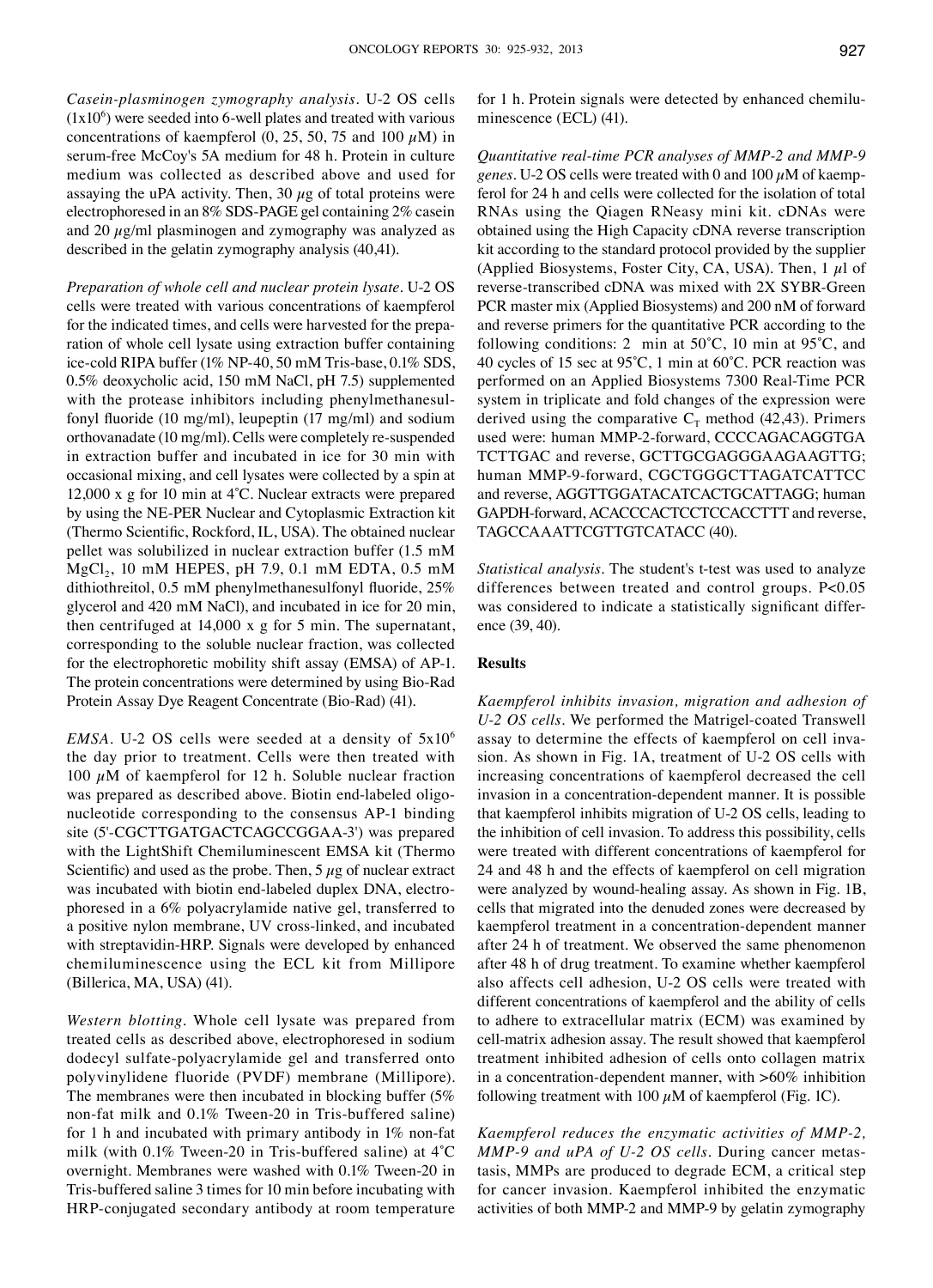*Casein-plasminogen zymography analysis*. U-2 OS cells ($1x10^6$) were seeded into 6-well plates and treated with various concentrations of kaempferol (0, 25, 50, 75 and 100 $\mu$M) in serum-free McCoy's 5A medium for 48 h. Protein in culture medium was collected as described above and used for assaying the uPA activity. Then, 30 $\mu$g of total proteins were electrophoresed in an 8% SDS-PAGE gel containing 2% casein and 20 $\mu$g/ml plasminogen and zymography was analyzed as described in the gelatin zymography analysis (40,41).

*Preparation of whole cell and nuclear protein lysate*. U-2 OS cells were treated with various concentrations of kaempferol for the indicated times, and cells were harvested for the preparation of whole cell lysate using extraction buffer containing ice-cold RIPA buffer (1% NP-40, 50 mM Tris-base, 0.1% SDS, 0.5% deoxycholic acid, 150 mM NaCl, pH 7.5) supplemented with the protease inhibitors including phenylmethanesulfonyl fluoride (10 mg/ml), leupeptin (17 mg/ml) and sodium orthovanadate (10 mg/ml). Cells were completely re-suspended in extraction buffer and incubated in ice for 30 min with occasional mixing, and cell lysates were collected by a spin at 12,000 x g for 10 min at 4˚C. Nuclear extracts were prepared by using the NE-PER Nuclear and Cytoplasmic Extraction kit (Thermo Scientific, Rockford, IL, USA). The obtained nuclear pellet was solubilized in nuclear extraction buffer (1.5 mM $MgCl_2$, 10 mM HEPES, pH 7.9, 0.1 mM EDTA, 0.5 mM dithiothreitol, 0.5 mM phenylmethanesulfonyl fluoride, 25% glycerol and 420 mM NaCl), and incubated in ice for 20 min, then centrifuged at 14,000 x g for 5 min. The supernatant, corresponding to the soluble nuclear fraction, was collected for the electrophoretic mobility shift assay (EMSA) of AP-1. The protein concentrations were determined by using Bio-Rad Protein Assay Dye Reagent Concentrate (Bio-Rad) (41).

*EMSA*. U-2 OS cells were seeded at a density of $5x10^6$ the day prior to treatment. Cells were then treated with 100 $\mu$M of kaempferol for 12 h. Soluble nuclear fraction was prepared as described above. Biotin end-labeled oligonucleotide corresponding to the consensus AP-1 binding site (5'-CGCTTGATGACTCAGCCGGAA-3') was prepared with the LightShift Chemiluminescent EMSA kit (Thermo Scientific) and used as the probe. Then, 5 $\mu$g of nuclear extract was incubated with biotin end-labeled duplex DNA, electrophoresed in a 6% polyacrylamide native gel, transferred to a positive nylon membrane, UV cross-linked, and incubated with streptavidin-HRP. Signals were developed by enhanced chemiluminescence using the ECL kit from Millipore (Billerica, MA, USA) (41).

*Western blotting*. Whole cell lysate was prepared from treated cells as described above, electrophoresed in sodium dodecyl sulfate-polyacrylamide gel and transferred onto polyvinylidene fluoride (PVDF) membrane (Millipore). The membranes were then incubated in blocking buffer (5% non-fat milk and 0.1% Tween-20 in Tris-buffered saline) for 1 h and incubated with primary antibody in 1% non-fat milk (with 0.1% Tween-20 in Tris-buffered saline) at 4˚C overnight. Membranes were washed with 0.1% Tween-20 in Tris-buffered saline 3 times for 10 min before incubating with HRP-conjugated secondary antibody at room temperature for 1 h. Protein signals were detected by enhanced chemiluminescence (ECL) (41).

*Quantitative real-time PCR analyses of MMP-2 and MMP-9 genes*. U-2 OS cells were treated with 0 and 100 $\mu$M of kaempferol for 24 h and cells were collected for the isolation of total RNAs using the Qiagen RNeasy mini kit. cDNAs were obtained using the High Capacity cDNA reverse transcription kit according to the standard protocol provided by the supplier (Applied Biosystems, Foster City, CA, USA). Then, 1 $\mu$l of reverse-transcribed cDNA was mixed with 2X SYBR-Green PCR master mix (Applied Biosystems) and 200 nM of forward and reverse primers for the quantitative PCR according to the following conditions: 2 min at 50˚C, 10 min at 95˚C, and 40 cycles of 15 sec at 95˚C, 1 min at 60˚C. PCR reaction was performed on an Applied Biosystems 7300 Real-Time PCR system in triplicate and fold changes of the expression were derived using the comparative $C_T$ method (42,43). Primers used were: human MMP-2-forward, CCCCAGACAGGTGA TCTTGAC and reverse, GCTTGCGAGGGAAGAAGTTG; human MMP-9-forward, CGCTGGGCTTAGATCATTCC and reverse, AGGTTGGATACATCACTGCATTAGG; human GAPDH-forward, ACACCCACTCCTCCACCTTT and reverse, TAGCCAAATTCGTTGTCATACC (40).

*Statistical analysis*. The student's t-test was used to analyze differences between treated and control groups. $P<0.05$ was considered to indicate a statistically significant difference (39, 40).

## Results

*Kaempferol inhibits invasion, migration and adhesion of U-2 OS cells*. We performed the Matrigel-coated Transwell assay to determine the effects of kaempferol on cell invasion. As shown in Fig. 1A, treatment of U-2 OS cells with increasing concentrations of kaempferol decreased the cell invasion in a concentration-dependent manner. It is possible that kaempferol inhibits migration of U-2 OS cells, leading to the inhibition of cell invasion. To address this possibility, cells were treated with different concentrations of kaempferol for 24 and 48 h and the effects of kaempferol on cell migration were analyzed by wound-healing assay. As shown in Fig. 1B, cells that migrated into the denuded zones were decreased by kaempferol treatment in a concentration-dependent manner after 24 h of treatment. We observed the same phenomenon after 48 h of drug treatment. To examine whether kaempferol also affects cell adhesion, U-2 OS cells were treated with different concentrations of kaempferol and the ability of cells to adhere to extracellular matrix (ECM) was examined by cell-matrix adhesion assay. The result showed that kaempferol treatment inhibited adhesion of cells onto collagen matrix in a concentration-dependent manner, with >60% inhibition following treatment with 100 $\mu$M of kaempferol (Fig. 1C).

*Kaempferol reduces the enzymatic activities of MMP-2, MMP-9 and uPA of U-2 OS cells*. During cancer metastasis, MMPs are produced to degrade ECM, a critical step for cancer invasion. Kaempferol inhibited the enzymatic activities of both MMP-2 and MMP-9 by gelatin zymography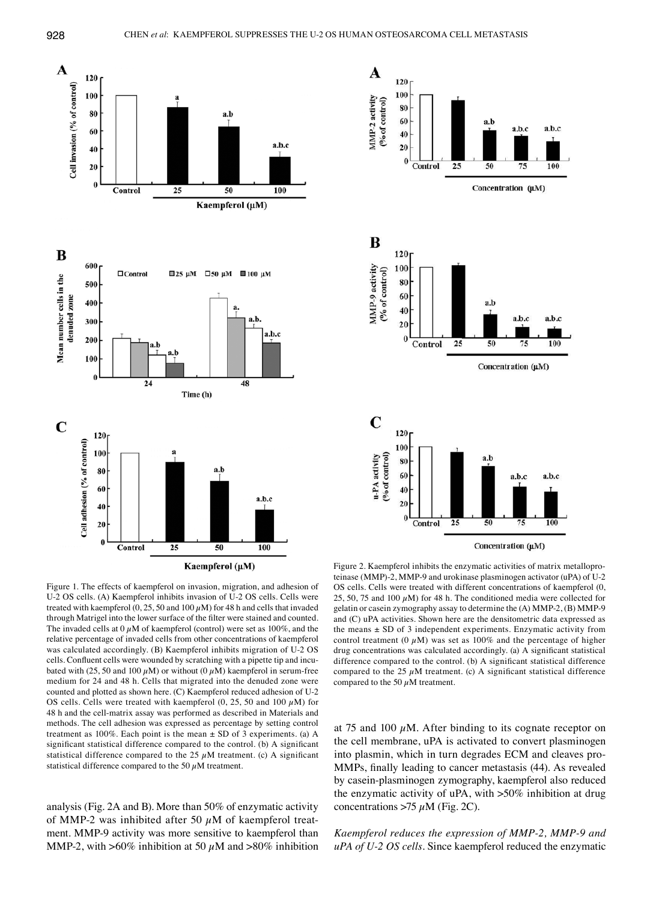Figure 1. The effects of kaempferol on invasion, migration, and adhesion of U-2 OS cells. (A) Kaempferol inhibits invasion of U-2 OS cells. Cells were treated with kaempferol (0, 25, 50 and 100 $\mu$M) for 48 h and cells that invaded through Matrigel into the lower surface of the filter were stained and counted. The invaded cells at 0 $\mu$M of kaempferol (control) were set as 100%, and the relative percentage of invaded cells from other concentrations of kaempferol was calculated accordingly. (B) Kaempferol inhibits migration of U-2 OS cells. Confluent cells were wounded by scratching with a pipette tip and incubated with (25, 50 and 100 $\mu$M) or without (0 $\mu$M) kaempferol in serum-free medium for 24 and 48 h. Cells that migrated into the denuded zone were counted and plotted as shown here. (C) Kaempferol reduced adhesion of U-2 OS cells. Cells were treated with kaempferol (0, 25, 50 and 100 $\mu$M) for 48 h and the cell-matrix assay was performed as described in Materials and methods. The cell adhesion was expressed as percentage by setting control treatment as 100%. Each point is the mean ± SD of 3 experiments. (a) A significant statistical difference compared to the control. (b) A significant statistical difference compared to the 25 $\mu$M treatment. (c) A significant statistical difference compared to the 50 $\mu$M treatment.

Figure 2. Kaempferol inhibits the enzymatic activities of matrix metalloproteinase (MMP)-2, MMP-9 and urokinase plasminogen activator (uPA) of U-2 OS cells. Cells were treated with different concentrations of kaempferol (0, 25, 50, 75 and 100 $\mu$M) for 48 h. The conditioned media were collected for gelatin or casein zymography assay to determine the (A) MMP-2, (B) MMP-9 and (C) uPA activities. Shown here are the densitometric data expressed as the means ± SD of 3 independent experiments. Enzymatic activity from control treatment (0 $\mu$M) was set as 100% and the percentage of higher drug concentrations was calculated accordingly. (a) A significant statistical difference compared to the control. (b) A significant statistical difference compared to the 25 $\mu$M treatment. (c) A significant statistical difference compared to the 50 $\mu$M treatment.

analysis (Fig. 2A and B). More than 50% of enzymatic activity of MMP-2 was inhibited after 50 $\mu$M of kaempferol treatment. MMP-9 activity was more sensitive to kaempferol than MMP-2, with >60% inhibition at 50 $\mu$M and >80% inhibition at 75 and 100 $\mu$M. After binding to its cognate receptor on the cell membrane, uPA is activated to convert plasminogen into plasmin, which in turn degrades ECM and cleaves pro-MMPs, finally leading to cancer metastasis (44). As revealed by casein-plasminogen zymography, kaempferol also reduced the enzymatic activity of uPA, with >50% inhibition at drug concentrations >75 $\mu$M (Fig. 2C).

*Kaempferol reduces the expression of MMP-2, MMP-9 and uPA of U-2 OS cells.* Since kaempferol reduced the enzymatic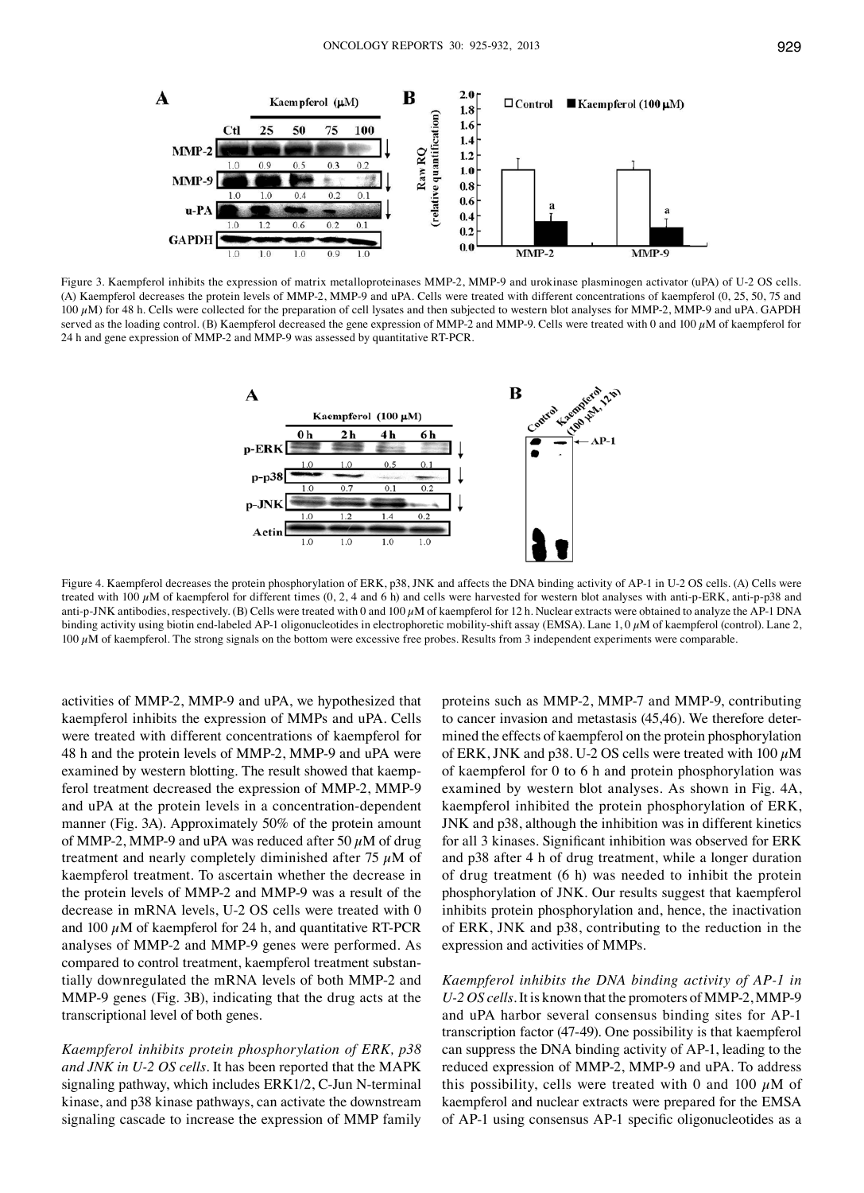Figure 3. Kaempferol inhibits the expression of matrix metalloproteinases MMP-2, MMP-9 and urokinase plasminogen activator (uPA) of U-2 OS cells. (A) Kaempferol decreases the protein levels of MMP-2, MMP-9 and uPA. Cells were treated with different concentrations of kaempferol (0, 25, 50, 75 and 100 $\mu$M) for 48 h. Cells were collected for the preparation of cell lysates and then subjected to western blot analyses for MMP-2, MMP-9 and uPA. GAPDH served as the loading control. (B) Kaempferol decreased the gene expression of MMP-2 and MMP-9. Cells were treated with 0 and 100 $\mu$M of kaempferol for 24 h and gene expression of MMP-2 and MMP-9 was assessed by quantitative RT-PCR.

Figure 4. Kaempferol decreases the protein phosphorylation of ERK, p38, JNK and affects the DNA binding activity of AP-1 in U-2 OS cells. (A) Cells were treated with 100 $\mu$M of kaempferol for different times (0, 2, 4 and 6 h) and cells were harvested for western blot analyses with anti-p-ERK, anti-p-p38 and anti-p-JNK antibodies, respectively. (B) Cells were treated with 0 and 100 $\mu$M of kaempferol for 12 h. Nuclear extracts were obtained to analyze the AP-1 DNA binding activity using biotin end-labeled AP-1 oligonucleotides in electrophoretic mobility-shift assay (EMSA). Lane 1, 0 $\mu$M of kaempferol (control). Lane 2, 100 $\mu$M of kaempferol. The strong signals on the bottom were excessive free probes. Results from 3 independent experiments were comparable.

activities of MMP-2, MMP-9 and uPA, we hypothesized that kaempferol inhibits the expression of MMPs and uPA. Cells were treated with different concentrations of kaempferol for 48 h and the protein levels of MMP-2, MMP-9 and uPA were examined by western blotting. The result showed that kaempferol treatment decreased the expression of MMP-2, MMP-9 and uPA at the protein levels in a concentration-dependent manner (Fig. 3A). Approximately 50% of the protein amount of MMP-2, MMP-9 and uPA was reduced after 50 $\mu$M of drug treatment and nearly completely diminished after 75 $\mu$M of kaempferol treatment. To ascertain whether the decrease in the protein levels of MMP-2 and MMP-9 was a result of the decrease in mRNA levels, U-2 OS cells were treated with 0 and 100 $\mu$M of kaempferol for 24 h, and quantitative RT-PCR analyses of MMP-2 and MMP-9 genes were performed. As compared to control treatment, kaempferol treatment substantially downregulated the mRNA levels of both MMP-2 and MMP-9 genes (Fig. 3B), indicating that the drug acts at the transcriptional level of both genes.

*Kaempferol inhibits protein phosphorylation of ERK, p38 and JNK in U-2 OS cells.* It has been reported that the MAPK signaling pathway, which includes ERK1/2, C-Jun N-terminal kinase, and p38 kinase pathways, can activate the downstream signaling cascade to increase the expression of MMP family proteins such as MMP-2, MMP-7 and MMP-9, contributing to cancer invasion and metastasis (45,46). We therefore determined the effects of kaempferol on the protein phosphorylation of ERK, JNK and p38. U-2 OS cells were treated with 100 $\mu$M of kaempferol for 0 to 6 h and protein phosphorylation was examined by western blot analyses. As shown in Fig. 4A, kaempferol inhibited the protein phosphorylation of ERK, JNK and p38, although the inhibition was in different kinetics for all 3 kinases. Significant inhibition was observed for ERK and p38 after 4 h of drug treatment, while a longer duration of drug treatment (6 h) was needed to inhibit the protein phosphorylation of JNK. Our results suggest that kaempferol inhibits protein phosphorylation and, hence, the inactivation of ERK, JNK and p38, contributing to the reduction in the expression and activities of MMPs.

*Kaempferol inhibits the DNA binding activity of AP-1 in U-2 OS cells.* It is known that the promoters of MMP-2, MMP-9 and uPA harbor several consensus binding sites for AP-1 transcription factor (47-49). One possibility is that kaempferol can suppress the DNA binding activity of AP-1, leading to the reduced expression of MMP-2, MMP-9 and uPA. To address this possibility, cells were treated with 0 and 100 $\mu$M of kaempferol and nuclear extracts were prepared for the EMSA of AP-1 using consensus AP-1 specific oligonucleotides as a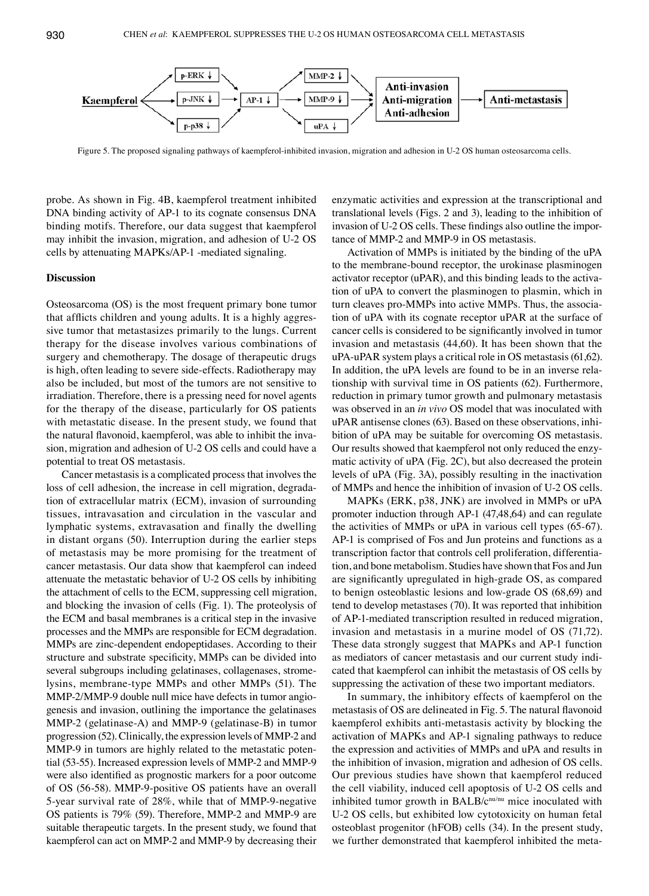Kaempferol → p-ERK ↓, p-JNK ↓, p-p38 ↓ → AP-1 ↓ → MMP-2 ↓, MMP-9 ↓, uPA ↓ → Anti-invasion, Anti-migration, Anti-adhesion → Anti-metastasis

Figure 5. The proposed signaling pathways of kaempferol-inhibited invasion, migration and adhesion in U-2 OS human osteosarcoma cells.

probe. As shown in Fig. 4B, kaempferol treatment inhibited DNA binding activity of AP-1 to its cognate consensus DNA binding motifs. Therefore, our data suggest that kaempferol may inhibit the invasion, migration, and adhesion of U-2 OS cells by attenuating MAPKs/AP-1 -mediated signaling.

## Discussion

Osteosarcoma (OS) is the most frequent primary bone tumor that afflicts children and young adults. It is a highly aggressive tumor that metastasizes primarily to the lungs. Current therapy for the disease involves various combinations of surgery and chemotherapy. The dosage of therapeutic drugs is high, often leading to severe side-effects. Radiotherapy may also be included, but most of the tumors are not sensitive to irradiation. Therefore, there is a pressing need for novel agents for the therapy of the disease, particularly for OS patients with metastatic disease. In the present study, we found that the natural flavonoid, kaempferol, was able to inhibit the invasion, migration and adhesion of U-2 OS cells and could have a potential to treat OS metastasis.

Cancer metastasis is a complicated process that involves the loss of cell adhesion, the increase in cell migration, degradation of extracellular matrix (ECM), invasion of surrounding tissues, intravasation and circulation in the vascular and lymphatic systems, extravasation and finally the dwelling in distant organs (50). Interruption during the earlier steps of metastasis may be more promising for the treatment of cancer metastasis. Our data show that kaempferol can indeed attenuate the metastatic behavior of U-2 OS cells by inhibiting the attachment of cells to the ECM, suppressing cell migration, and blocking the invasion of cells (Fig. 1). The proteolysis of the ECM and basal membranes is a critical step in the invasive processes and the MMPs are responsible for ECM degradation. MMPs are zinc-dependent endopeptidases. According to their structure and substrate specificity, MMPs can be divided into several subgroups including gelatinases, collagenases, stromelysins, membrane-type MMPs and other MMPs (51). The MMP-2/MMP-9 double null mice have defects in tumor angiogenesis and invasion, outlining the importance the gelatinases MMP-2 (gelatinase-A) and MMP-9 (gelatinase-B) in tumor progression (52). Clinically, the expression levels of MMP-2 and MMP-9 in tumors are highly related to the metastatic potential (53-55). Increased expression levels of MMP-2 and MMP-9 were also identified as prognostic markers for a poor outcome of OS (56-58). MMP-9-positive OS patients have an overall 5-year survival rate of 28%, while that of MMP-9-negative OS patients is 79% (59). Therefore, MMP-2 and MMP-9 are suitable therapeutic targets. In the present study, we found that kaempferol can act on MMP-2 and MMP-9 by decreasing their enzymatic activities and expression at the transcriptional and translational levels (Figs. 2 and 3), leading to the inhibition of invasion of U-2 OS cells. These findings also outline the importance of MMP-2 and MMP-9 in OS metastasis.

Activation of MMPs is initiated by the binding of the uPA to the membrane-bound receptor, the urokinase plasminogen activator receptor (uPAR), and this binding leads to the activation of uPA to convert the plasminogen to plasmin, which in turn cleaves pro-MMPs into active MMPs. Thus, the association of uPA with its cognate receptor uPAR at the surface of cancer cells is considered to be significantly involved in tumor invasion and metastasis (44,60). It has been shown that the uPA-uPAR system plays a critical role in OS metastasis (61,62). In addition, the uPA levels are found to be in an inverse relationship with survival time in OS patients (62). Furthermore, reduction in primary tumor growth and pulmonary metastasis was observed in an *in vivo* OS model that was inoculated with uPAR antisense clones (63). Based on these observations, inhibition of uPA may be suitable for overcoming OS metastasis. Our results showed that kaempferol not only reduced the enzymatic activity of uPA (Fig. 2C), but also decreased the protein levels of uPA (Fig. 3A), possibly resulting in the inactivation of MMPs and hence the inhibition of invasion of U-2 OS cells.

MAPKs (ERK, p38, JNK) are involved in MMPs or uPA promoter induction through AP-1 (47,48,64) and can regulate the activities of MMPs or uPA in various cell types (65-67). AP-1 is comprised of Fos and Jun proteins and functions as a transcription factor that controls cell proliferation, differentiation, and bone metabolism. Studies have shown that Fos and Jun are significantly upregulated in high-grade OS, as compared to benign osteoblastic lesions and low-grade OS (68,69) and tend to develop metastases (70). It was reported that inhibition of AP-1-mediated transcription resulted in reduced migration, invasion and metastasis in a murine model of OS (71,72). These data strongly suggest that MAPKs and AP-1 function as mediators of cancer metastasis and our current study indicated that kaempferol can inhibit the metastasis of OS cells by suppressing the activation of these two important mediators.

In summary, the inhibitory effects of kaempferol on the metastasis of OS are delineated in Fig. 5. The natural flavonoid kaempferol exhibits anti-metastasis activity by blocking the activation of MAPKs and AP-1 signaling pathways to reduce the expression and activities of MMPs and uPA and results in the inhibition of invasion, migration and adhesion of OS cells. Our previous studies have shown that kaempferol reduced the cell viability, induced cell apoptosis of U-2 OS cells and inhibited tumor growth in BALB/c$^{nu/nu}$ mice inoculated with U-2 OS cells, but exhibited low cytotoxicity on human fetal osteoblast progenitor (hFOB) cells (34). In the present study, we further demonstrated that kaempferol inhibited the meta-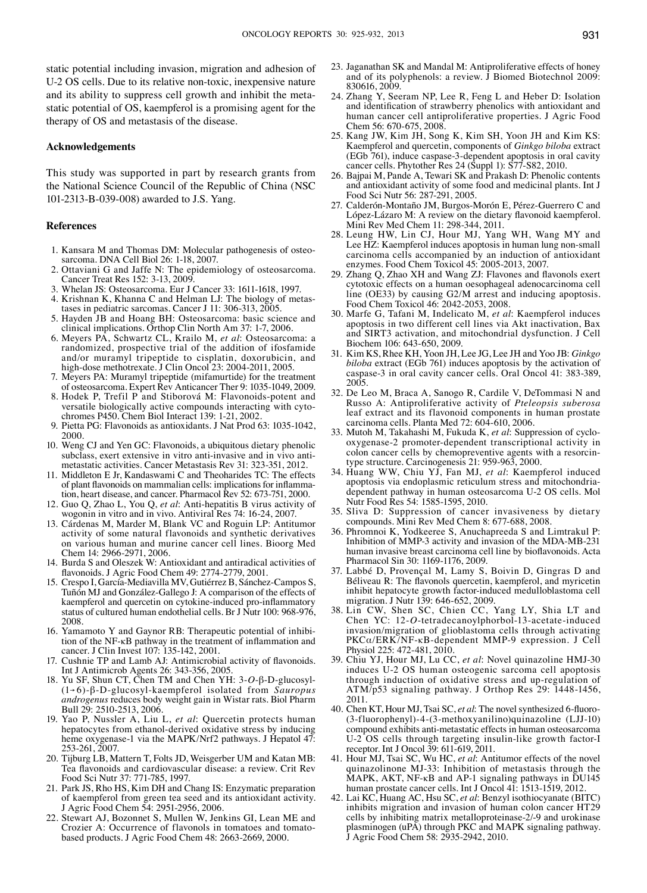static potential including invasion, migration and adhesion of U-2 OS cells. Due to its relative non-toxic, inexpensive nature and its ability to suppress cell growth and inhibit the metastatic potential of OS, kaempferol is a promising agent for the therapy of OS and metastasis of the disease.

## Acknowledgements

This study was supported in part by research grants from the National Science Council of the Republic of China (NSC 101-2313-B-039-008) awarded to J.S. Yang.

## References

1. Kansara M and Thomas DM: Molecular pathogenesis of osteosarcoma. DNA Cell Biol 26: 1-18, 2007.
2. Ottaviani G and Jaffe N: The epidemiology of osteosarcoma. Cancer Treat Res 152: 3-13, 2009.
3. Whelan JS: Osteosarcoma. Eur J Cancer 33: 1611-1618, 1997.
4. Krishnan K, Khanna C and Helman LJ: The biology of metastases in pediatric sarcomas. Cancer J 11: 306-313, 2005.
5. Hayden JB and Hoang BH: Osteosarcoma: basic science and clinical implications. Orthop Clin North Am 37: 1-7, 2006.
6. Meyers PA, Schwartz CL, Krailo M, *et al*: Osteosarcoma: a randomized, prospective trial of the addition of ifosfamide and/or muramyl tripeptide to cisplatin, doxorubicin, and high-dose methotrexate. J Clin Oncol 23: 2004-2011, 2005.
7. Meyers PA: Muramyl tripeptide (mifamurtide) for the treatment of osteosarcoma. Expert Rev Anticancer Ther 9: 1035-1049, 2009.
8. Hodek P, Trefil P and Stiborová M: Flavonoids-potent and versatile biologically active compounds interacting with cytochromes P450. Chem Biol Interact 139: 1-21, 2002.
9. Pietta PG: Flavonoids as antioxidants. J Nat Prod 63: 1035-1042, 2000.
10. Weng CJ and Yen GC: Flavonoids, a ubiquitous dietary phenolic subclass, exert extensive in vitro anti-invasive and in vivo anti-metastatic activities. Cancer Metastasis Rev 31: 323-351, 2012.
11. Middleton E Jr, Kandaswami C and Theoharides TC: The effects of plant flavonoids on mammalian cells: implications for inflammation, heart disease, and cancer. Pharmacol Rev 52: 673-751, 2000.
12. Guo Q, Zhao L, You Q, *et al*: Anti-hepatitis B virus activity of wogonin in vitro and in vivo. Antiviral Res 74: 16-24, 2007.
13. Cárdenas M, Marder M, Blank VC and Roguin LP: Antitumor activity of some natural flavonoids and synthetic derivatives on various human and murine cancer cell lines. Bioorg Med Chem 14: 2966-2971, 2006.
14. Burda S and Oleszek W: Antioxidant and antiradical activities of flavonoids. J Agric Food Chem 49: 2774-2779, 2001.
15. Crespo I, García-Mediavilla MV, Gutiérrez B, Sánchez-Campos S, Tuñón MJ and González-Gallego J: A comparison of the effects of kaempferol and quercetin on cytokine-induced pro-inflammatory status of cultured human endothelial cells. Br J Nutr 100: 968-976, 2008.
16. Yamamoto Y and Gaynor RB: Therapeutic potential of inhibition of the NF-κB pathway in the treatment of inflammation and cancer. J Clin Invest 107: 135-142, 2001.
17. Cushnie TP and Lamb AJ: Antimicrobial activity of flavonoids. Int J Antimicrob Agents 26: 343-356, 2005.
18. Yu SF, Shun CT, Chen TM and Chen YH: 3-*O*-β-D-glucosyl-(1→6)-β-D-glucosyl-kaempferol isolated from *Sauropus androgenus* reduces body weight gain in Wistar rats. Biol Pharm Bull 29: 2510-2513, 2006.
19. Yao P, Nussler A, Liu L, *et al*: Quercetin protects human hepatocytes from ethanol-derived oxidative stress by inducing heme oxygenase-1 via the MAPK/Nrf2 pathways. J Hepatol 47: 253-261, 2007.
20. Tijburg LB, Mattern T, Folts JD, Weisgerber UM and Katan MB: Tea flavonoids and cardiovascular disease: a review. Crit Rev Food Sci Nutr 37: 771-785, 1997.
21. Park JS, Rho HS, Kim DH and Chang IS: Enzymatic preparation of kaempferol from green tea seed and its antioxidant activity. J Agric Food Chem 54: 2951-2956, 2006.
22. Stewart AJ, Bozonnet S, Mullen W, Jenkins GI, Lean ME and Crozier A: Occurrence of flavonols in tomatoes and tomato-based products. J Agric Food Chem 48: 2663-2669, 2000.
23. Jaganathan SK and Mandal M: Antiproliferative effects of honey and of its polyphenols: a review. J Biomed Biotechnol 2009: 830616, 2009.
24. Zhang Y, Seeram NP, Lee R, Feng L and Heber D: Isolation and identification of strawberry phenolics with antioxidant and human cancer cell antiproliferative properties. J Agric Food Chem 56: 670-675, 2008.
25. Kang JW, Kim JH, Song K, Kim SH, Yoon JH and Kim KS: Kaempferol and quercetin, components of *Ginkgo biloba* extract (EGb 761), induce caspase-3-dependent apoptosis in oral cavity cancer cells. Phytother Res 24 (Suppl 1): S77-S82, 2010.
26. Bajpai M, Pande A, Tewari SK and Prakash D: Phenolic contents and antioxidant activity of some food and medicinal plants. Int J Food Sci Nutr 56: 287-291, 2005.
27. Calderón-Montaño JM, Burgos-Morón E, Pérez-Guerrero C and López-Lázaro M: A review on the dietary flavonoid kaempferol. Mini Rev Med Chem 11: 298-344, 2011.
28. Leung HW, Lin CJ, Hour MJ, Yang WH, Wang MY and Lee HZ: Kaempferol induces apoptosis in human lung non-small carcinoma cells accompanied by an induction of antioxidant enzymes. Food Chem Toxicol 45: 2005-2013, 2007.
29. Zhang Q, Zhao XH and Wang ZJ: Flavones and flavonols exert cytotoxic effects on a human oesophageal adenocarcinoma cell line (OE33) by causing G2/M arrest and inducing apoptosis. Food Chem Toxicol 46: 2042-2053, 2008.
30. Marfe G, Tafani M, Indelicato M, *et al*: Kaempferol induces apoptosis in two different cell lines via Akt inactivation, Bax and SIRT3 activation, and mitochondrial dysfunction. J Cell Biochem 106: 643-650, 2009.
31. Kim KS, Rhee KH, Yoon JH, Lee JG, Lee JH and Yoo JB: *Ginkgo biloba* extract (EGb 761) induces apoptosis by the activation of caspase-3 in oral cavity cancer cells. Oral Oncol 41: 383-389, 2005.
32. De Leo M, Braca A, Sanogo R, Cardile V, DeTommasi N and Russo A: Antiproliferative activity of *Pteleopsis suberosa* leaf extract and its flavonoid components in human prostate carcinoma cells. Planta Med 72: 604-610, 2006.
33. Mutoh M, Takahashi M, Fukuda K, *et al*: Suppression of cyclooxygenase-2 promoter-dependent transcriptional activity in colon cancer cells by chemopreventive agents with a resorcin-type structure. Carcinogenesis 21: 959-963, 2000.
34. Huang WW, Chiu YJ, Fan MJ, *et al*: Kaempferol induced apoptosis via endoplasmic reticulum stress and mitochondria-dependent pathway in human osteosarcoma U-2 OS cells. Mol Nutr Food Res 54: 1585-1595, 2010.
35. Sliva D: Suppression of cancer invasiveness by dietary compounds. Mini Rev Med Chem 8: 677-688, 2008.
36. Phromnoi K, Yodkeeree S, Anuchapreeda S and Limtrakul P: Inhibition of MMP-3 activity and invasion of the MDA-MB-231 human invasive breast carcinoma cell line by bioflavonoids. Acta Pharmacol Sin 30: 1169-1176, 2009.
37. Labbé D, Provençal M, Lamy S, Boivin D, Gingras D and Béliveau R: The flavonols quercetin, kaempferol, and myricetin inhibit hepatocyte growth factor-induced medulloblastoma cell migration. J Nutr 139: 646-652, 2009.
38. Lin CW, Shen SC, Chien CC, Yang LY, Shia LT and Chen YC: 12-*O*-tetradecanoylphorbol-13-acetate-induced invasion/migration of glioblastoma cells through activating PKCα/ERK/NF-κB-dependent MMP-9 expression. J Cell Physiol 225: 472-481, 2010.
39. Chiu YJ, Hour MJ, Lu CC, *et al*: Novel quinazoline HMJ-30 induces U-2 OS human osteogenic sarcoma cell apoptosis through induction of oxidative stress and up-regulation of ATM/p53 signaling pathway. J Orthop Res 29: 1448-1456, 2011.
40. Chen KT, Hour MJ, Tsai SC, *et al*: The novel synthesized 6-fluoro-(3-fluorophenyl)-4-(3-methoxyanilino)quinazoline (LJJ-10) compound exhibits anti-metastatic effects in human osteosarcoma U-2 OS cells through targeting insulin-like growth factor-I receptor. Int J Oncol 39: 611-619, 2011.
41. Hour MJ, Tsai SC, Wu HC, *et al*: Antitumor effects of the novel quinazolinone MJ-33: Inhibition of metastasis through the MAPK, AKT, NF-κB and AP-1 signaling pathways in DU145 human prostate cancer cells. Int J Oncol 41: 1513-1519, 2012.
42. Lai KC, Huang AC, Hsu SC, *et al*: Benzyl isothiocyanate (BITC) inhibits migration and invasion of human colon cancer HT29 cells by inhibiting matrix metalloproteinase-2/-9 and urokinase plasminogen (uPA) through PKC and MAPK signaling pathway. J Agric Food Chem 58: 2935-2942, 2010.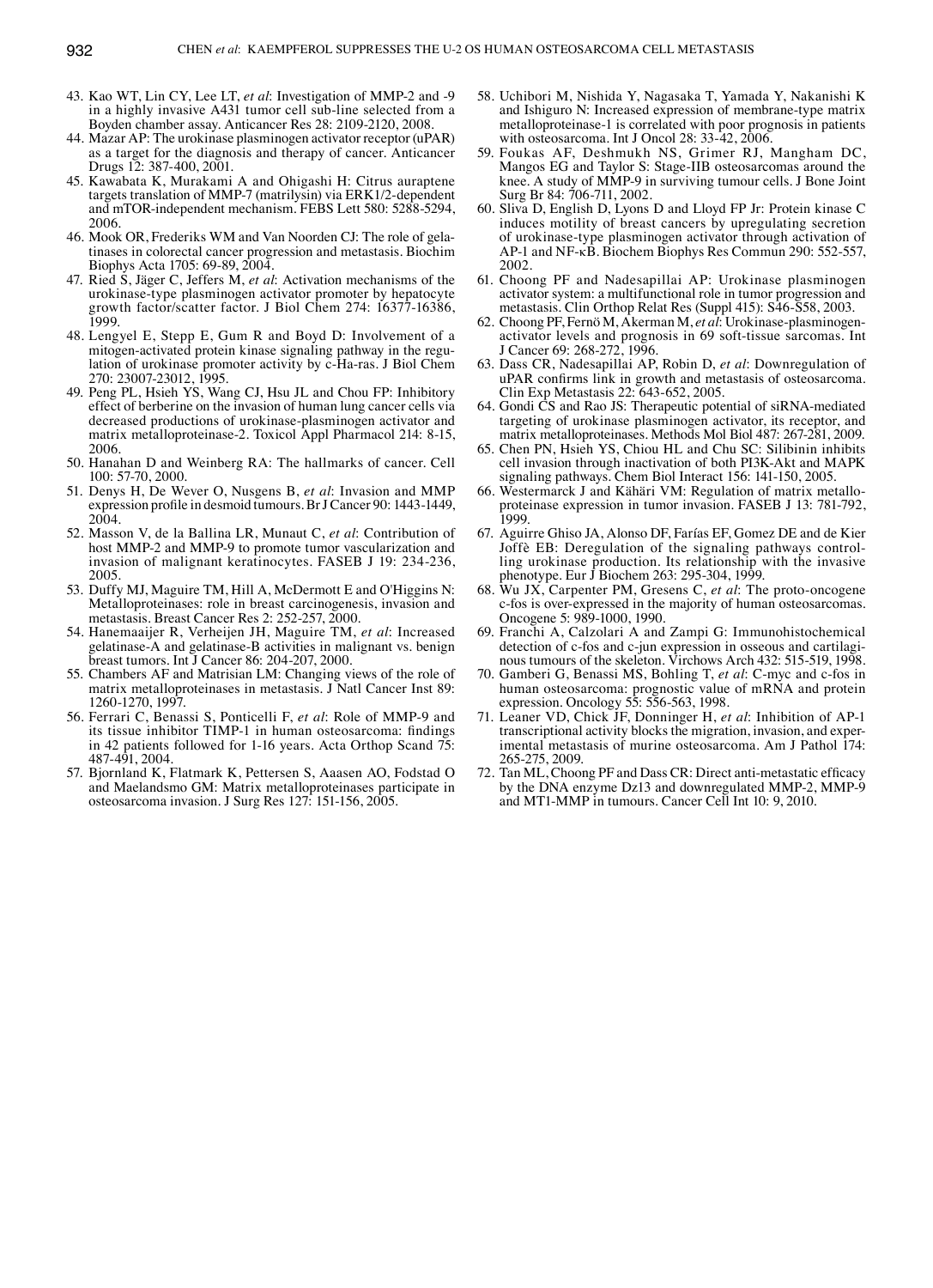43. Kao WT, Lin CY, Lee LT, *et al*: Investigation of MMP-2 and -9 in a highly invasive A431 tumor cell sub-line selected from a Boyden chamber assay. Anticancer Res 28: 2109-2120, 2008.
44. Mazar AP: The urokinase plasminogen activator receptor (uPAR) as a target for the diagnosis and therapy of cancer. Anticancer Drugs 12: 387-400, 2001.
45. Kawabata K, Murakami A and Ohigashi H: Citrus auraptene targets translation of MMP-7 (matrilysin) via ERK1/2-dependent and mTOR-independent mechanism. FEBS Lett 580: 5288-5294, 2006.
46. Mook OR, Frederiks WM and Van Noorden CJ: The role of gelatinases in colorectal cancer progression and metastasis. Biochim Biophys Acta 1705: 69-89, 2004.
47. Ried S, Jäger C, Jeffers M, *et al*: Activation mechanisms of the urokinase-type plasminogen activator promoter by hepatocyte growth factor/scatter factor. J Biol Chem 274: 16377-16386, 1999.
48. Lengyel E, Stepp E, Gum R and Boyd D: Involvement of a mitogen-activated protein kinase signaling pathway in the regulation of urokinase promoter activity by c-Ha-ras. J Biol Chem 270: 23007-23012, 1995.
49. Peng PL, Hsieh YS, Wang CJ, Hsu JL and Chou FP: Inhibitory effect of berberine on the invasion of human lung cancer cells via decreased productions of urokinase-plasminogen activator and matrix metalloproteinase-2. Toxicol Appl Pharmacol 214: 8-15, 2006.
50. Hanahan D and Weinberg RA: The hallmarks of cancer. Cell 100: 57-70, 2000.
51. Denys H, De Wever O, Nusgens B, *et al*: Invasion and MMP expression profile in desmoid tumours. Br J Cancer 90: 1443-1449, 2004.
52. Masson V, de la Ballina LR, Munaut C, *et al*: Contribution of host MMP-2 and MMP-9 to promote tumor vascularization and invasion of malignant keratinocytes. FASEB J 19: 234-236, 2005.
53. Duffy MJ, Maguire TM, Hill A, McDermott E and O'Higgins N: Metalloproteinases: role in breast carcinogenesis, invasion and metastasis. Breast Cancer Res 2: 252-257, 2000.
54. Hanemaaijer R, Verheijen JH, Maguire TM, *et al*: Increased gelatinase-A and gelatinase-B activities in malignant vs. benign breast tumors. Int J Cancer 86: 204-207, 2000.
55. Chambers AF and Matrisian LM: Changing views of the role of matrix metalloproteinases in metastasis. J Natl Cancer Inst 89: 1260-1270, 1997.
56. Ferrari C, Benassi S, Ponticelli F, *et al*: Role of MMP-9 and its tissue inhibitor TIMP-1 in human osteosarcoma: findings in 42 patients followed for 1-16 years. Acta Orthop Scand 75: 487-491, 2004.
57. Bjornland K, Flatmark K, Pettersen S, Aaasen AO, Fodstad O and Maelandsmo GM: Matrix metalloproteinases participate in osteosarcoma invasion. J Surg Res 127: 151-156, 2005.
58. Uchibori M, Nishida Y, Nagasaka T, Yamada Y, Nakanishi K and Ishiguro N: Increased expression of membrane-type matrix metalloproteinase-1 is correlated with poor prognosis in patients with osteosarcoma. Int J Oncol 28: 33-42, 2006.
59. Foukas AF, Deshmukh NS, Grimer RJ, Mangham DC, Mangos EG and Taylor S: Stage-IIB osteosarcomas around the knee. A study of MMP-9 in surviving tumour cells. J Bone Joint Surg Br 84: 706-711, 2002.
60. Sliva D, English D, Lyons D and Lloyd FP Jr: Protein kinase C induces motility of breast cancers by upregulating secretion of urokinase-type plasminogen activator through activation of AP-1 and NF-κB. Biochem Biophys Res Commun 290: 552-557, 2002.
61. Choong PF and Nadesapillai AP: Urokinase plasminogen activator system: a multifunctional role in tumor progression and metastasis. Clin Orthop Relat Res (Suppl 415): S46-S58, 2003.
62. Choong PF, Fernö M, Akerman M, *et al*: Urokinase-plasminogen-activator levels and prognosis in 69 soft-tissue sarcomas. Int J Cancer 69: 268-272, 1996.
63. Dass CR, Nadesapillai AP, Robin D, *et al*: Downregulation of uPAR confirms link in growth and metastasis of osteosarcoma. Clin Exp Metastasis 22: 643-652, 2005.
64. Gondi CS and Rao JS: Therapeutic potential of siRNA-mediated targeting of urokinase plasminogen activator, its receptor, and matrix metalloproteinases. Methods Mol Biol 487: 267-281, 2009.
65. Chen PN, Hsieh YS, Chiou HL and Chu SC: Silibinin inhibits cell invasion through inactivation of both PI3K-Akt and MAPK signaling pathways. Chem Biol Interact 156: 141-150, 2005.
66. Westermarck J and Kähäri VM: Regulation of matrix metalloproteinase expression in tumor invasion. FASEB J 13: 781-792, 1999.
67. Aguirre Ghiso JA, Alonso DF, Farías EF, Gomez DE and de Kier Joffè EB: Deregulation of the signaling pathways controlling urokinase production. Its relationship with the invasive phenotype. Eur J Biochem 263: 295-304, 1999.
68. Wu JX, Carpenter PM, Gresens C, *et al*: The proto-oncogene c-fos is over-expressed in the majority of human osteosarcomas. Oncogene 5: 989-1000, 1990.
69. Franchi A, Calzolari A and Zampi G: Immunohistochemical detection of c-fos and c-jun expression in osseous and cartilaginous tumours of the skeleton. Virchows Arch 432: 515-519, 1998.
70. Gamberi G, Benassi MS, Bohling T, *et al*: C-myc and c-fos in human osteosarcoma: prognostic value of mRNA and protein expression. Oncology 55: 556-563, 1998.
71. Leaner VD, Chick JF, Donninger H, *et al*: Inhibition of AP-1 transcriptional activity blocks the migration, invasion, and experimental metastasis of murine osteosarcoma. Am J Pathol 174: 265-275, 2009.
72. Tan ML, Choong PF and Dass CR: Direct anti-metastatic efficacy by the DNA enzyme Dz13 and downregulated MMP-2, MMP-9 and MT1-MMP in tumours. Cancer Cell Int 10: 9, 2010.